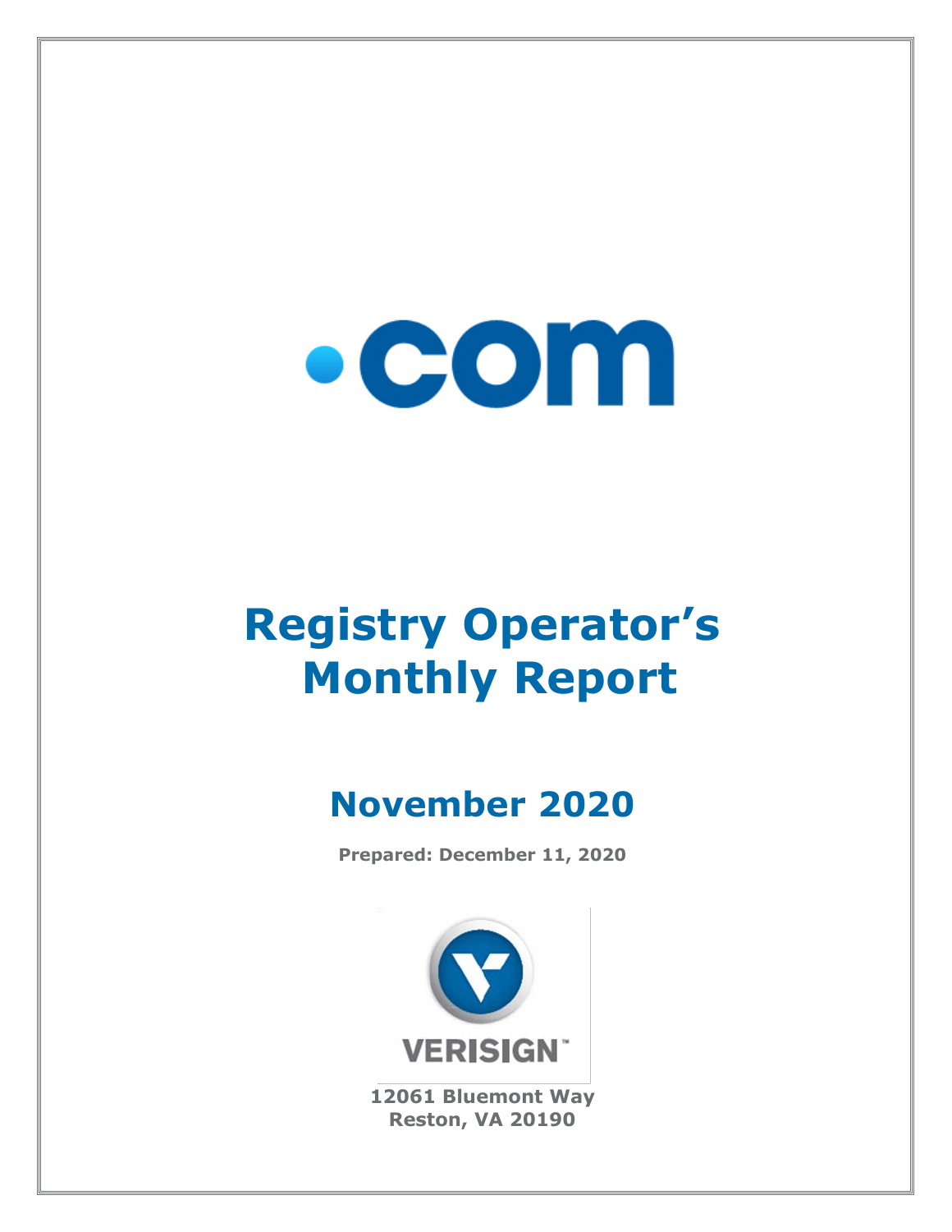.com

# Registry Operator's Monthly Report

## November 2020

**Prepared: December 11, 2020**

VERISIGN

**12061 Bluemont Way**
**Reston, VA 20190**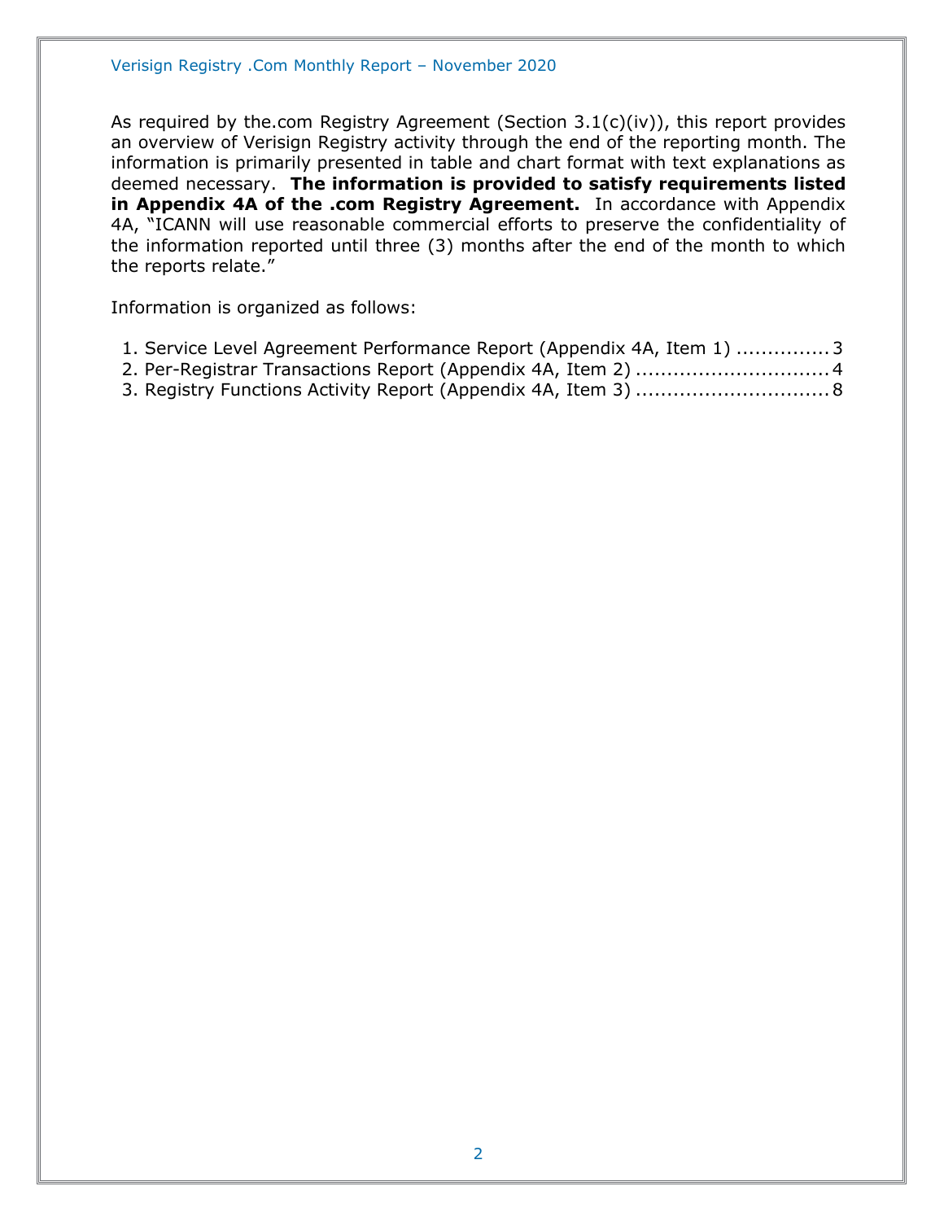As required by the.com Registry Agreement (Section 3.1(c)(iv)), this report provides an overview of Verisign Registry activity through the end of the reporting month. The information is primarily presented in table and chart format with text explanations as deemed necessary. **The information is provided to satisfy requirements listed in Appendix 4A of the .com Registry Agreement.** In accordance with Appendix 4A, "ICANN will use reasonable commercial efforts to preserve the confidentiality of the information reported until three (3) months after the end of the month to which the reports relate."

Information is organized as follows:

1. Service Level Agreement Performance Report (Appendix 4A, Item 1) ............... 3
2. Per-Registrar Transactions Report (Appendix 4A, Item 2) ............................... 4
3. Registry Functions Activity Report (Appendix 4A, Item 3) ............................... 8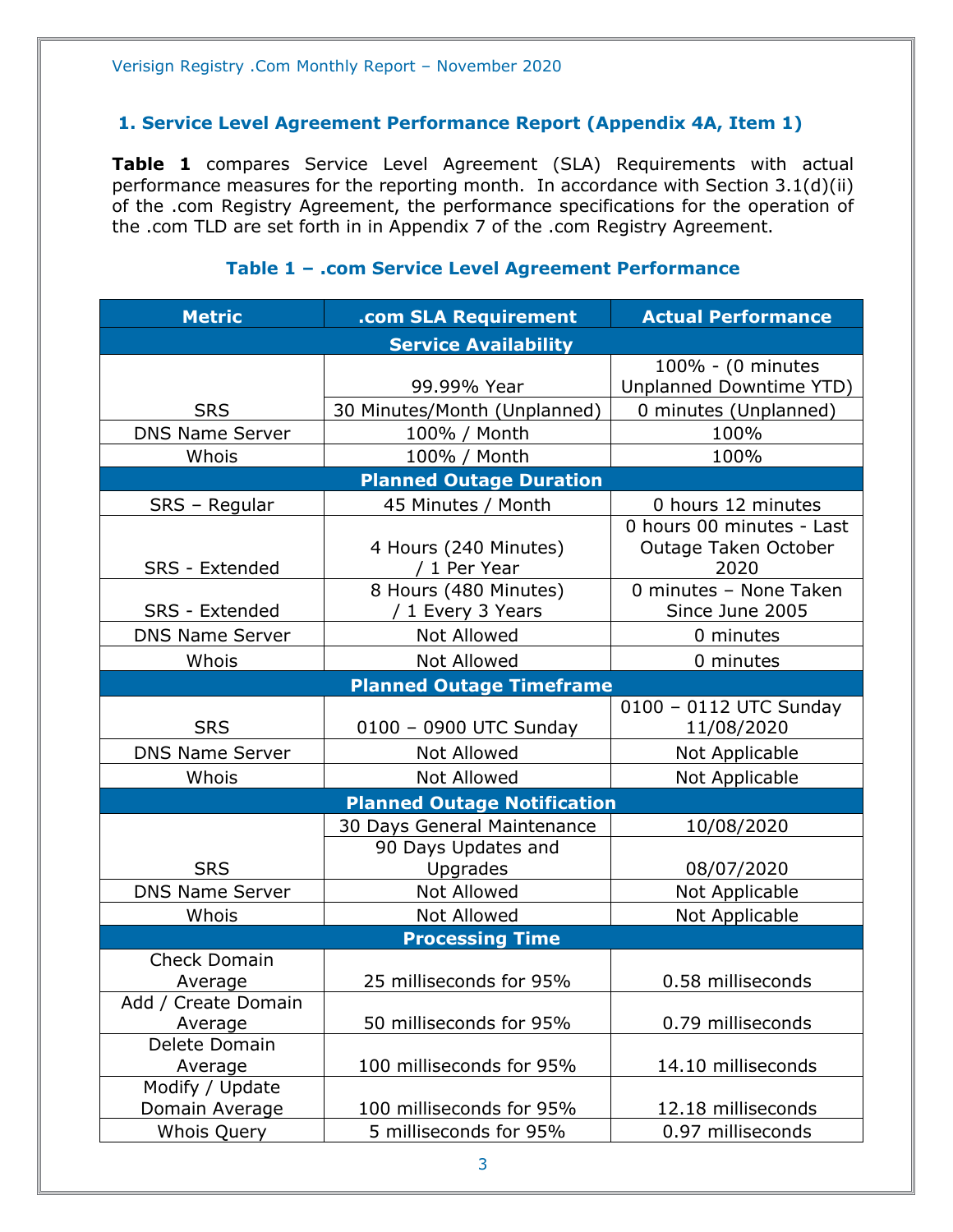## 1. Service Level Agreement Performance Report (Appendix 4A, Item 1)

**Table 1** compares Service Level Agreement (SLA) Requirements with actual performance measures for the reporting month. In accordance with Section 3.1(d)(ii) of the .com Registry Agreement, the performance specifications for the operation of the .com TLD are set forth in in Appendix 7 of the .com Registry Agreement.

### Table 1 – .com Service Level Agreement Performance

| Metric | .com SLA Requirement | Actual Performance |
|---|---|---|
| **Service Availability** | | |
| SRS | 99.99% Year | 100% - (0 minutes Unplanned Downtime YTD) |
| | 30 Minutes/Month (Unplanned) | 0 minutes (Unplanned) |
| DNS Name Server | 100% / Month | 100% |
| Whois | 100% / Month | 100% |
| **Planned Outage Duration** | | |
| SRS – Regular | 45 Minutes / Month | 0 hours 12 minutes |
| SRS - Extended | 4 Hours (240 Minutes) / 1 Per Year | 0 hours 00 minutes - Last Outage Taken October 2020 |
| SRS - Extended | 8 Hours (480 Minutes) / 1 Every 3 Years | 0 minutes – None Taken Since June 2005 |
| DNS Name Server | Not Allowed | 0 minutes |
| Whois | Not Allowed | 0 minutes |
| **Planned Outage Timeframe** | | |
| SRS | 0100 – 0900 UTC Sunday | 0100 – 0112 UTC Sunday 11/08/2020 |
| DNS Name Server | Not Allowed | Not Applicable |
| Whois | Not Allowed | Not Applicable |
| **Planned Outage Notification** | | |
| SRS | 30 Days General Maintenance | 10/08/2020 |
| | 90 Days Updates and Upgrades | 08/07/2020 |
| DNS Name Server | Not Allowed | Not Applicable |
| Whois | Not Allowed | Not Applicable |
| **Processing Time** | | |
| Check Domain Average | 25 milliseconds for 95% | 0.58 milliseconds |
| Add / Create Domain Average | 50 milliseconds for 95% | 0.79 milliseconds |
| Delete Domain Average | 100 milliseconds for 95% | 14.10 milliseconds |
| Modify / Update Domain Average | 100 milliseconds for 95% | 12.18 milliseconds |
| Whois Query | 5 milliseconds for 95% | 0.97 milliseconds |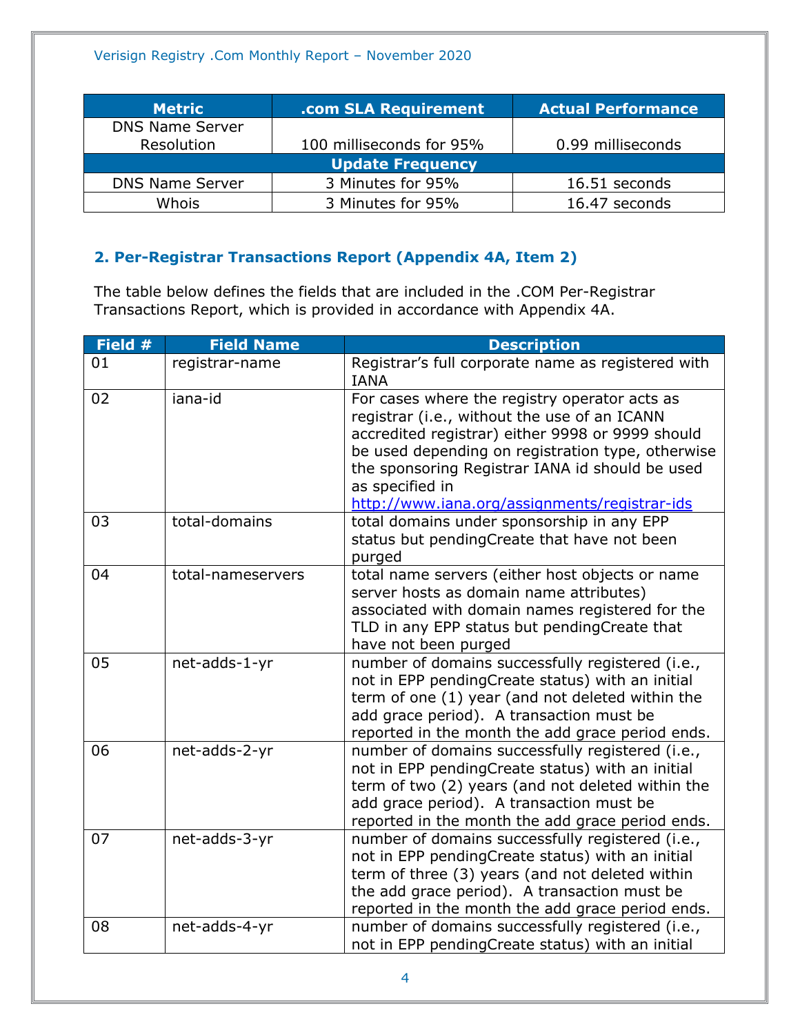| Metric | .com SLA Requirement | Actual Performance |
|---|---|---|
| DNS Name Server Resolution | 100 milliseconds for 95% | 0.99 milliseconds |
| **Update Frequency** | | |
| DNS Name Server | 3 Minutes for 95% | 16.51 seconds |
| Whois | 3 Minutes for 95% | 16.47 seconds |

## 2. Per-Registrar Transactions Report (Appendix 4A, Item 2)

The table below defines the fields that are included in the .COM Per-Registrar Transactions Report, which is provided in accordance with Appendix 4A.

| Field # | Field Name | Description |
|---|---|---|
| 01 | registrar-name | Registrar's full corporate name as registered with IANA |
| 02 | iana-id | For cases where the registry operator acts as registrar (i.e., without the use of an ICANN accredited registrar) either 9998 or 9999 should be used depending on registration type, otherwise the sponsoring Registrar IANA id should be used as specified in http://www.iana.org/assignments/registrar-ids |
| 03 | total-domains | total domains under sponsorship in any EPP status but pendingCreate that have not been purged |
| 04 | total-nameservers | total name servers (either host objects or name server hosts as domain name attributes) associated with domain names registered for the TLD in any EPP status but pendingCreate that have not been purged |
| 05 | net-adds-1-yr | number of domains successfully registered (i.e., not in EPP pendingCreate status) with an initial term of one (1) year (and not deleted within the add grace period). A transaction must be reported in the month the add grace period ends. |
| 06 | net-adds-2-yr | number of domains successfully registered (i.e., not in EPP pendingCreate status) with an initial term of two (2) years (and not deleted within the add grace period). A transaction must be reported in the month the add grace period ends. |
| 07 | net-adds-3-yr | number of domains successfully registered (i.e., not in EPP pendingCreate status) with an initial term of three (3) years (and not deleted within the add grace period). A transaction must be reported in the month the add grace period ends. |
| 08 | net-adds-4-yr | number of domains successfully registered (i.e., not in EPP pendingCreate status) with an initial |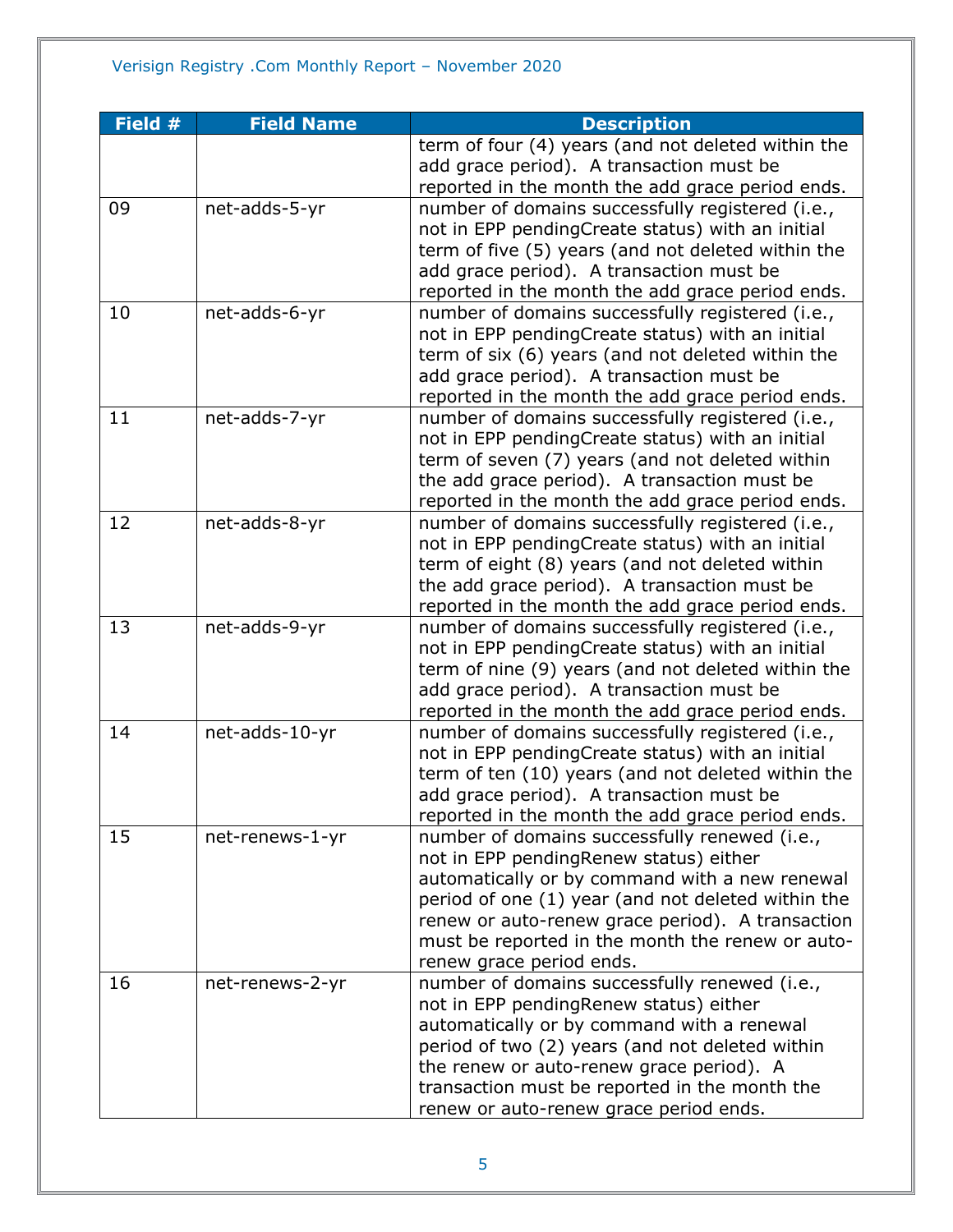| Field # | Field Name | Description |
|---|---|---|
| | | term of four (4) years (and not deleted within the add grace period). A transaction must be reported in the month the add grace period ends. |
| 09 | net-adds-5-yr | number of domains successfully registered (i.e., not in EPP pendingCreate status) with an initial term of five (5) years (and not deleted within the add grace period). A transaction must be reported in the month the add grace period ends. |
| 10 | net-adds-6-yr | number of domains successfully registered (i.e., not in EPP pendingCreate status) with an initial term of six (6) years (and not deleted within the add grace period). A transaction must be reported in the month the add grace period ends. |
| 11 | net-adds-7-yr | number of domains successfully registered (i.e., not in EPP pendingCreate status) with an initial term of seven (7) years (and not deleted within the add grace period). A transaction must be reported in the month the add grace period ends. |
| 12 | net-adds-8-yr | number of domains successfully registered (i.e., not in EPP pendingCreate status) with an initial term of eight (8) years (and not deleted within the add grace period). A transaction must be reported in the month the add grace period ends. |
| 13 | net-adds-9-yr | number of domains successfully registered (i.e., not in EPP pendingCreate status) with an initial term of nine (9) years (and not deleted within the add grace period). A transaction must be reported in the month the add grace period ends. |
| 14 | net-adds-10-yr | number of domains successfully registered (i.e., not in EPP pendingCreate status) with an initial term of ten (10) years (and not deleted within the add grace period). A transaction must be reported in the month the add grace period ends. |
| 15 | net-renews-1-yr | number of domains successfully renewed (i.e., not in EPP pendingRenew status) either automatically or by command with a new renewal period of one (1) year (and not deleted within the renew or auto-renew grace period). A transaction must be reported in the month the renew or auto-renew grace period ends. |
| 16 | net-renews-2-yr | number of domains successfully renewed (i.e., not in EPP pendingRenew status) either automatically or by command with a renewal period of two (2) years (and not deleted within the renew or auto-renew grace period). A transaction must be reported in the month the renew or auto-renew grace period ends. |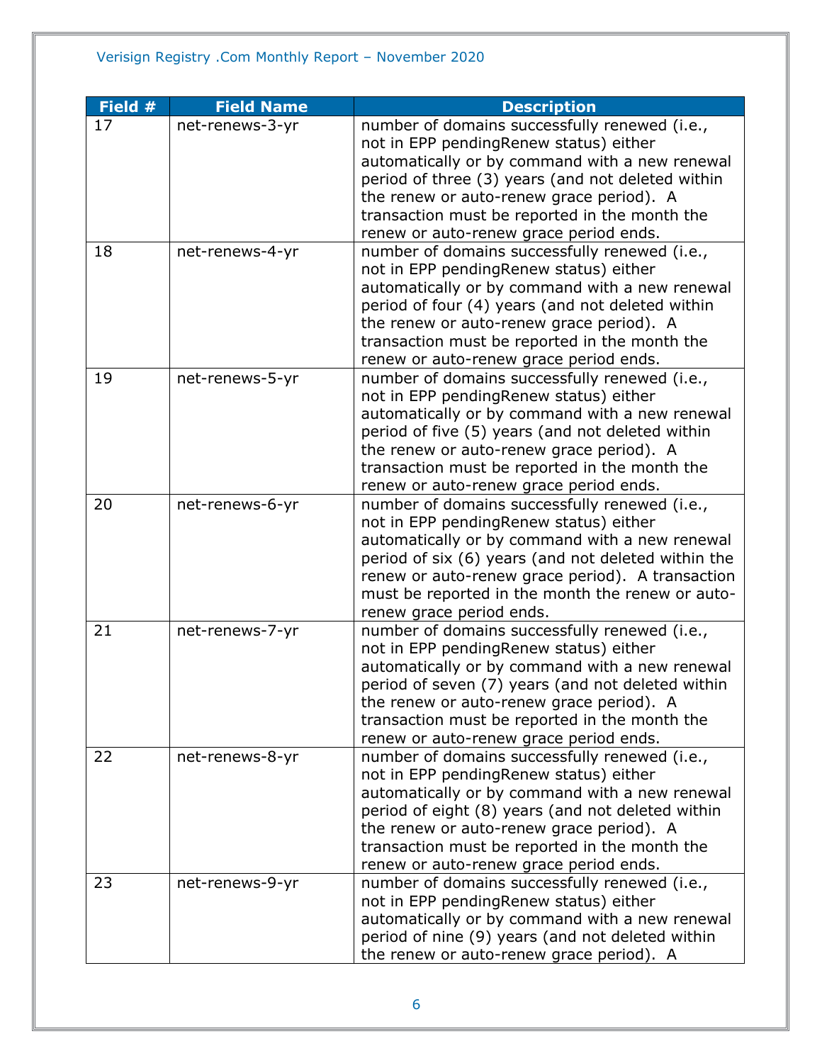| Field # | Field Name | Description |
|---|---|---|
| 17 | net-renews-3-yr | number of domains successfully renewed (i.e., not in EPP pendingRenew status) either automatically or by command with a new renewal period of three (3) years (and not deleted within the renew or auto-renew grace period). A transaction must be reported in the month the renew or auto-renew grace period ends. |
| 18 | net-renews-4-yr | number of domains successfully renewed (i.e., not in EPP pendingRenew status) either automatically or by command with a new renewal period of four (4) years (and not deleted within the renew or auto-renew grace period). A transaction must be reported in the month the renew or auto-renew grace period ends. |
| 19 | net-renews-5-yr | number of domains successfully renewed (i.e., not in EPP pendingRenew status) either automatically or by command with a new renewal period of five (5) years (and not deleted within the renew or auto-renew grace period). A transaction must be reported in the month the renew or auto-renew grace period ends. |
| 20 | net-renews-6-yr | number of domains successfully renewed (i.e., not in EPP pendingRenew status) either automatically or by command with a new renewal period of six (6) years (and not deleted within the renew or auto-renew grace period). A transaction must be reported in the month the renew or auto-renew grace period ends. |
| 21 | net-renews-7-yr | number of domains successfully renewed (i.e., not in EPP pendingRenew status) either automatically or by command with a new renewal period of seven (7) years (and not deleted within the renew or auto-renew grace period). A transaction must be reported in the month the renew or auto-renew grace period ends. |
| 22 | net-renews-8-yr | number of domains successfully renewed (i.e., not in EPP pendingRenew status) either automatically or by command with a new renewal period of eight (8) years (and not deleted within the renew or auto-renew grace period). A transaction must be reported in the month the renew or auto-renew grace period ends. |
| 23 | net-renews-9-yr | number of domains successfully renewed (i.e., not in EPP pendingRenew status) either automatically or by command with a new renewal period of nine (9) years (and not deleted within the renew or auto-renew grace period). A |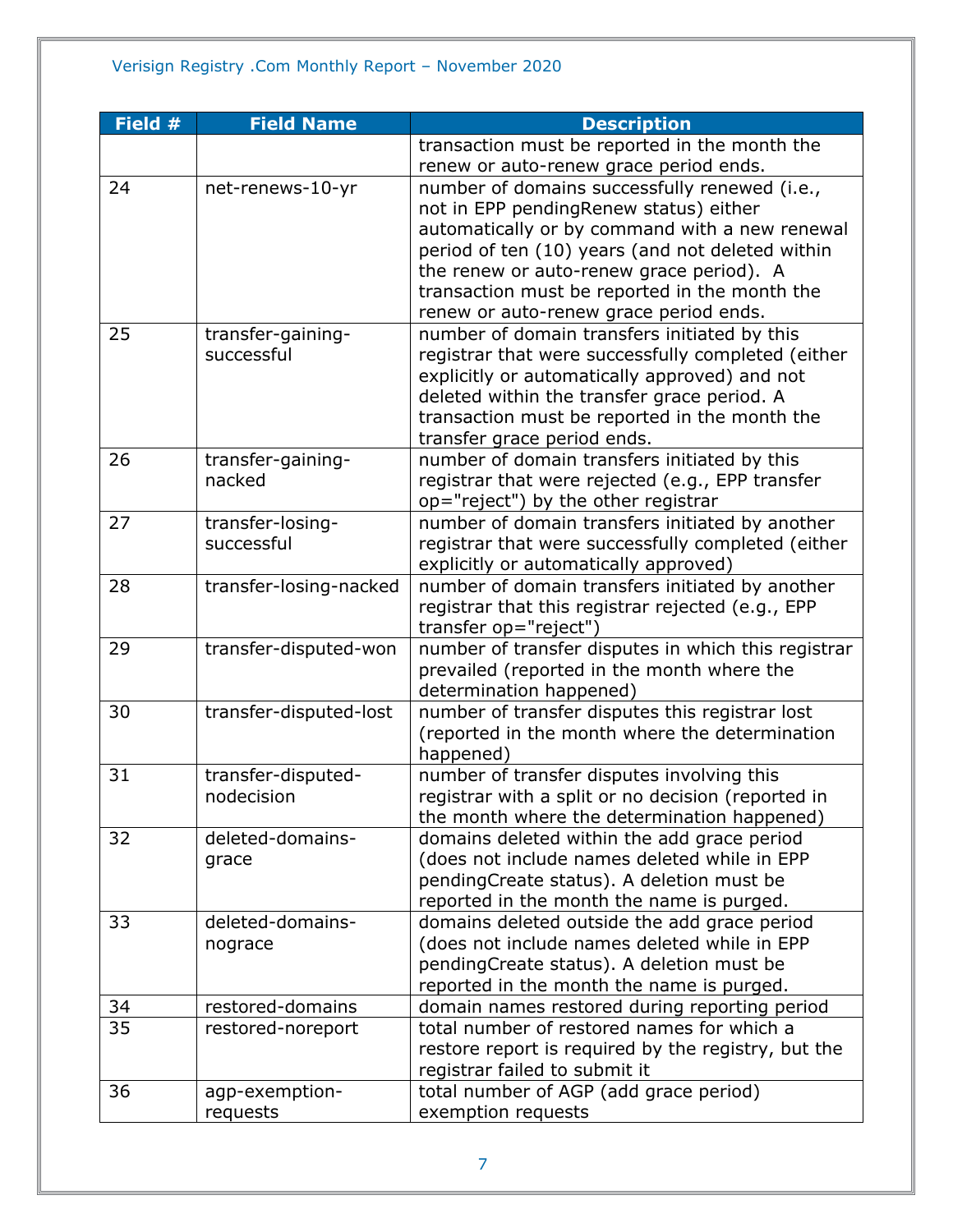| Field # | Field Name | Description |
|---|---|---|
| | | transaction must be reported in the month the renew or auto-renew grace period ends. |
| 24 | net-renews-10-yr | number of domains successfully renewed (i.e., not in EPP pendingRenew status) either automatically or by command with a new renewal period of ten (10) years (and not deleted within the renew or auto-renew grace period). A transaction must be reported in the month the renew or auto-renew grace period ends. |
| 25 | transfer-gaining-successful | number of domain transfers initiated by this registrar that were successfully completed (either explicitly or automatically approved) and not deleted within the transfer grace period. A transaction must be reported in the month the transfer grace period ends. |
| 26 | transfer-gaining-nacked | number of domain transfers initiated by this registrar that were rejected (e.g., EPP transfer op="reject") by the other registrar |
| 27 | transfer-losing-successful | number of domain transfers initiated by another registrar that were successfully completed (either explicitly or automatically approved) |
| 28 | transfer-losing-nacked | number of domain transfers initiated by another registrar that this registrar rejected (e.g., EPP transfer op="reject") |
| 29 | transfer-disputed-won | number of transfer disputes in which this registrar prevailed (reported in the month where the determination happened) |
| 30 | transfer-disputed-lost | number of transfer disputes this registrar lost (reported in the month where the determination happened) |
| 31 | transfer-disputed-nodecision | number of transfer disputes involving this registrar with a split or no decision (reported in the month where the determination happened) |
| 32 | deleted-domains-grace | domains deleted within the add grace period (does not include names deleted while in EPP pendingCreate status). A deletion must be reported in the month the name is purged. |
| 33 | deleted-domains-nograce | domains deleted outside the add grace period (does not include names deleted while in EPP pendingCreate status). A deletion must be reported in the month the name is purged. |
| 34 | restored-domains | domain names restored during reporting period |
| 35 | restored-noreport | total number of restored names for which a restore report is required by the registry, but the registrar failed to submit it |
| 36 | agp-exemption-requests | total number of AGP (add grace period) exemption requests |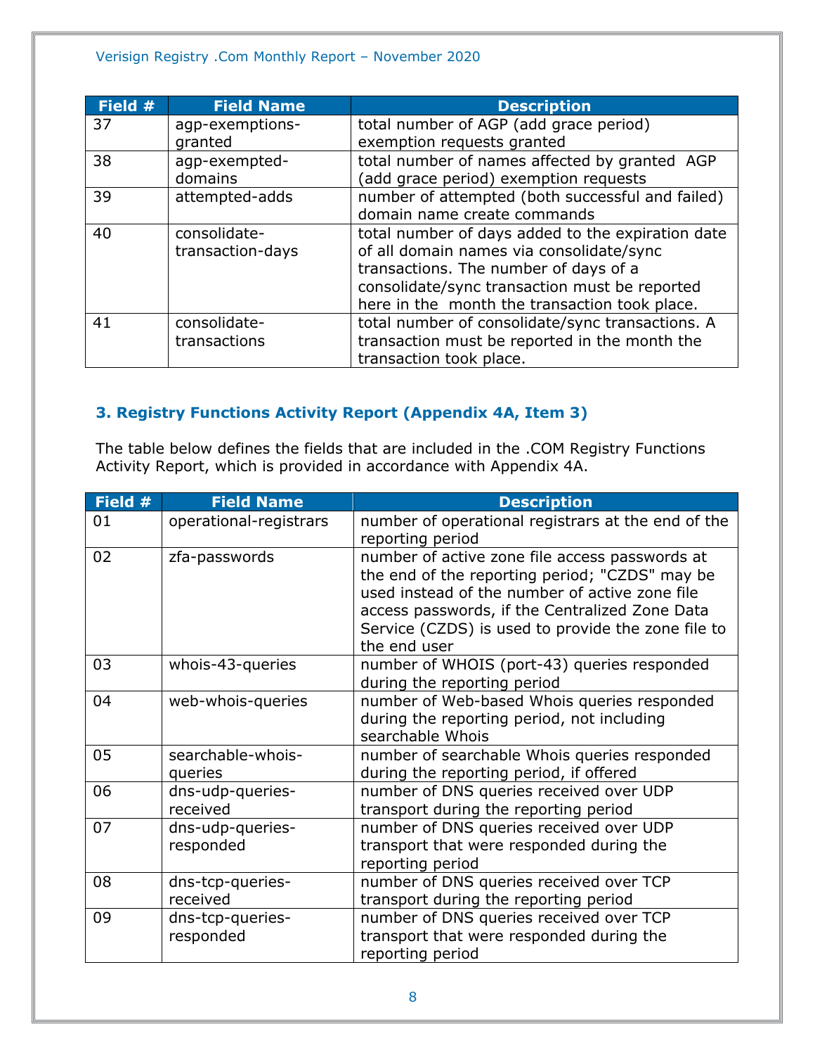| Field # | Field Name | Description |
|---|---|---|
| 37 | agp-exemptions-granted | total number of AGP (add grace period) exemption requests granted |
| 38 | agp-exempted-domains | total number of names affected by granted AGP (add grace period) exemption requests |
| 39 | attempted-adds | number of attempted (both successful and failed) domain name create commands |
| 40 | consolidate-transaction-days | total number of days added to the expiration date of all domain names via consolidate/sync transactions. The number of days of a consolidate/sync transaction must be reported here in the month the transaction took place. |
| 41 | consolidate-transactions | total number of consolidate/sync transactions. A transaction must be reported in the month the transaction took place. |

### 3. Registry Functions Activity Report (Appendix 4A, Item 3)

The table below defines the fields that are included in the .COM Registry Functions Activity Report, which is provided in accordance with Appendix 4A.

| Field # | Field Name | Description |
|---|---|---|
| 01 | operational-registrars | number of operational registrars at the end of the reporting period |
| 02 | zfa-passwords | number of active zone file access passwords at the end of the reporting period; "CZDS" may be used instead of the number of active zone file access passwords, if the Centralized Zone Data Service (CZDS) is used to provide the zone file to the end user |
| 03 | whois-43-queries | number of WHOIS (port-43) queries responded during the reporting period |
| 04 | web-whois-queries | number of Web-based Whois queries responded during the reporting period, not including searchable Whois |
| 05 | searchable-whois-queries | number of searchable Whois queries responded during the reporting period, if offered |
| 06 | dns-udp-queries-received | number of DNS queries received over UDP transport during the reporting period |
| 07 | dns-udp-queries-responded | number of DNS queries received over UDP transport that were responded during the reporting period |
| 08 | dns-tcp-queries-received | number of DNS queries received over TCP transport during the reporting period |
| 09 | dns-tcp-queries-responded | number of DNS queries received over TCP transport that were responded during the reporting period |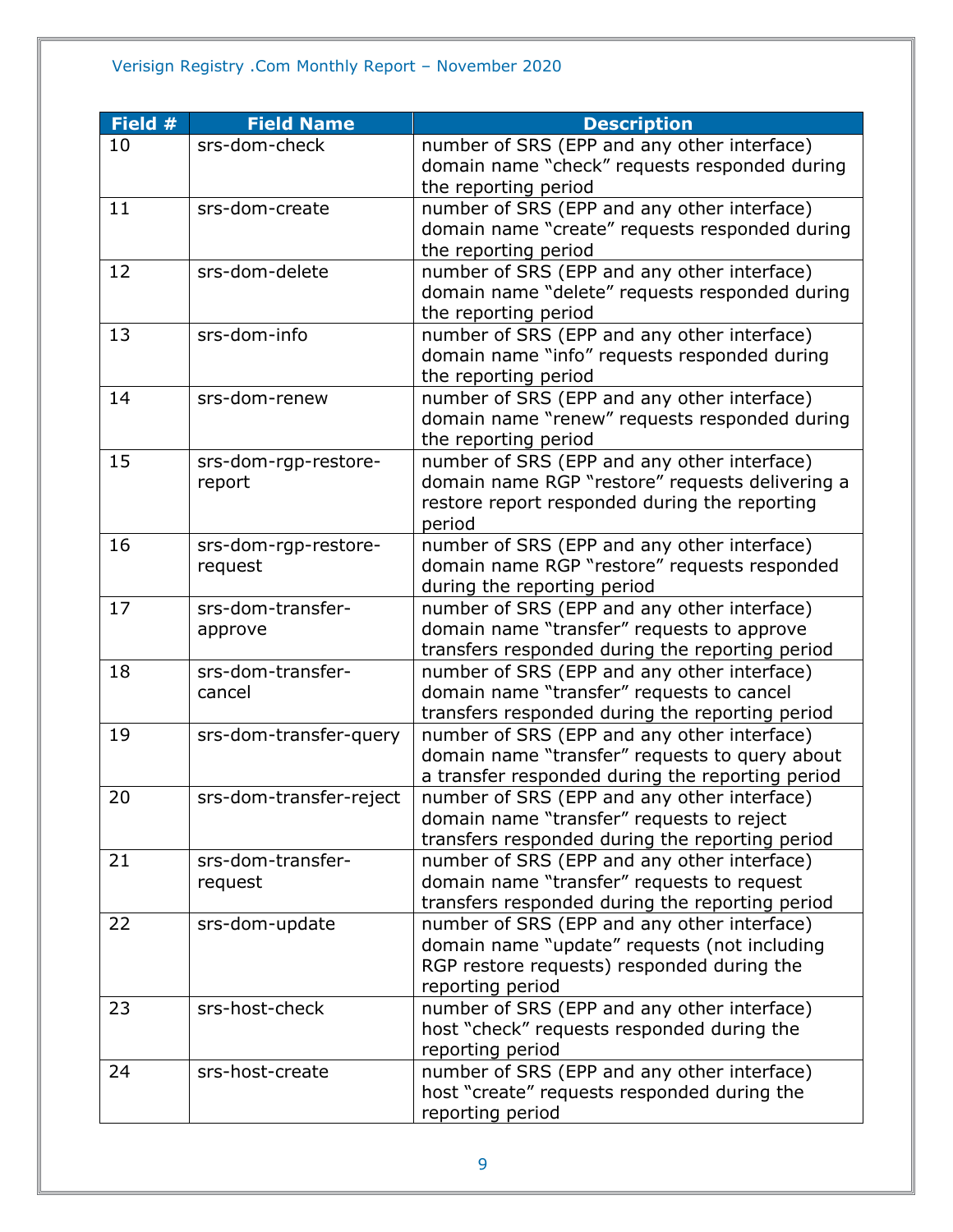| Field # | Field Name | Description |
|---|---|---|
| 10 | srs-dom-check | number of SRS (EPP and any other interface) domain name “check” requests responded during the reporting period |
| 11 | srs-dom-create | number of SRS (EPP and any other interface) domain name “create” requests responded during the reporting period |
| 12 | srs-dom-delete | number of SRS (EPP and any other interface) domain name “delete” requests responded during the reporting period |
| 13 | srs-dom-info | number of SRS (EPP and any other interface) domain name “info” requests responded during the reporting period |
| 14 | srs-dom-renew | number of SRS (EPP and any other interface) domain name “renew” requests responded during the reporting period |
| 15 | srs-dom-rgp-restore-report | number of SRS (EPP and any other interface) domain name RGP “restore” requests delivering a restore report responded during the reporting period |
| 16 | srs-dom-rgp-restore-request | number of SRS (EPP and any other interface) domain name RGP “restore” requests responded during the reporting period |
| 17 | srs-dom-transfer-approve | number of SRS (EPP and any other interface) domain name “transfer” requests to approve transfers responded during the reporting period |
| 18 | srs-dom-transfer-cancel | number of SRS (EPP and any other interface) domain name “transfer” requests to cancel transfers responded during the reporting period |
| 19 | srs-dom-transfer-query | number of SRS (EPP and any other interface) domain name “transfer” requests to query about a transfer responded during the reporting period |
| 20 | srs-dom-transfer-reject | number of SRS (EPP and any other interface) domain name “transfer” requests to reject transfers responded during the reporting period |
| 21 | srs-dom-transfer-request | number of SRS (EPP and any other interface) domain name “transfer” requests to request transfers responded during the reporting period |
| 22 | srs-dom-update | number of SRS (EPP and any other interface) domain name “update” requests (not including RGP restore requests) responded during the reporting period |
| 23 | srs-host-check | number of SRS (EPP and any other interface) host “check” requests responded during the reporting period |
| 24 | srs-host-create | number of SRS (EPP and any other interface) host “create” requests responded during the reporting period |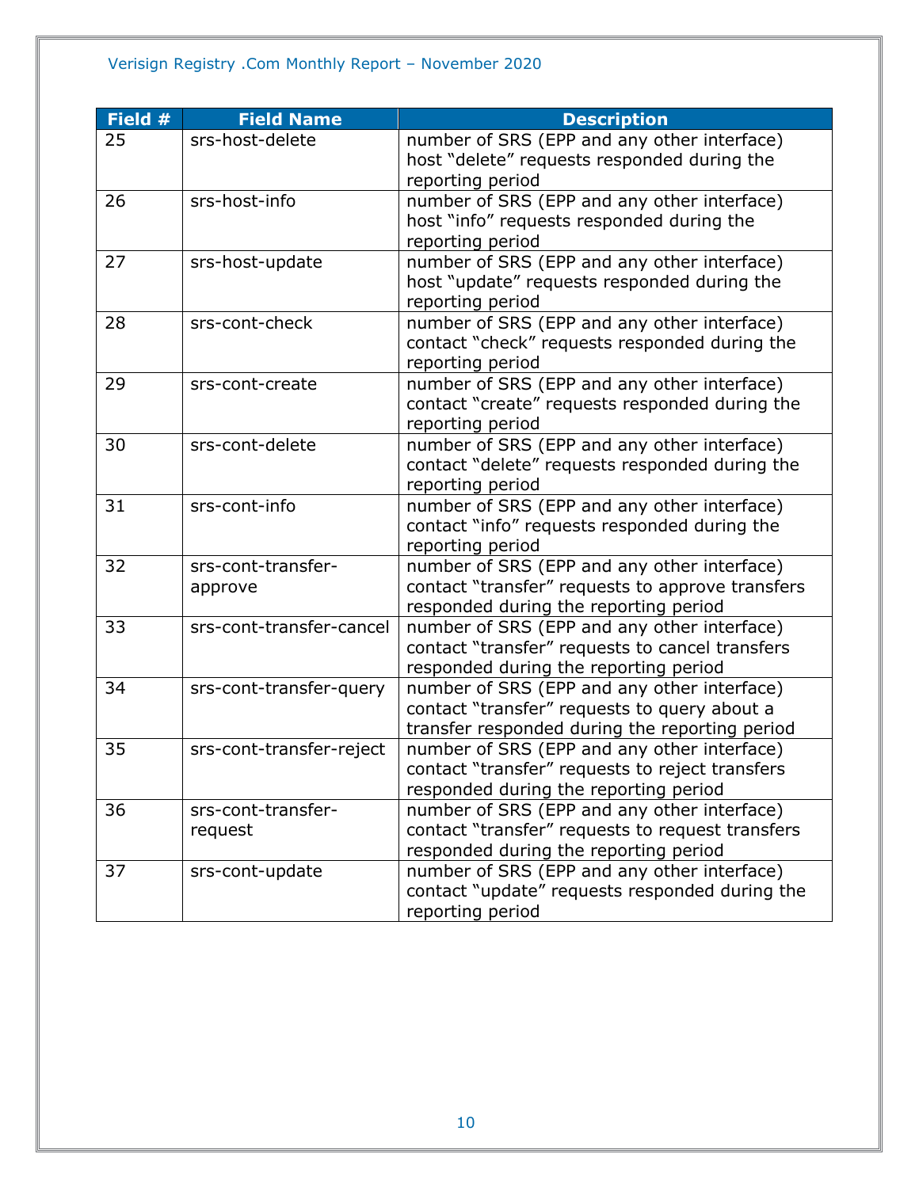| Field # | Field Name | Description |
|---|---|---|
| 25 | srs-host-delete | number of SRS (EPP and any other interface) host “delete” requests responded during the reporting period |
| 26 | srs-host-info | number of SRS (EPP and any other interface) host “info” requests responded during the reporting period |
| 27 | srs-host-update | number of SRS (EPP and any other interface) host “update” requests responded during the reporting period |
| 28 | srs-cont-check | number of SRS (EPP and any other interface) contact “check” requests responded during the reporting period |
| 29 | srs-cont-create | number of SRS (EPP and any other interface) contact “create” requests responded during the reporting period |
| 30 | srs-cont-delete | number of SRS (EPP and any other interface) contact “delete” requests responded during the reporting period |
| 31 | srs-cont-info | number of SRS (EPP and any other interface) contact “info” requests responded during the reporting period |
| 32 | srs-cont-transfer-approve | number of SRS (EPP and any other interface) contact “transfer” requests to approve transfers responded during the reporting period |
| 33 | srs-cont-transfer-cancel | number of SRS (EPP and any other interface) contact “transfer” requests to cancel transfers responded during the reporting period |
| 34 | srs-cont-transfer-query | number of SRS (EPP and any other interface) contact “transfer” requests to query about a transfer responded during the reporting period |
| 35 | srs-cont-transfer-reject | number of SRS (EPP and any other interface) contact “transfer” requests to reject transfers responded during the reporting period |
| 36 | srs-cont-transfer-request | number of SRS (EPP and any other interface) contact “transfer” requests to request transfers responded during the reporting period |
| 37 | srs-cont-update | number of SRS (EPP and any other interface) contact “update” requests responded during the reporting period |